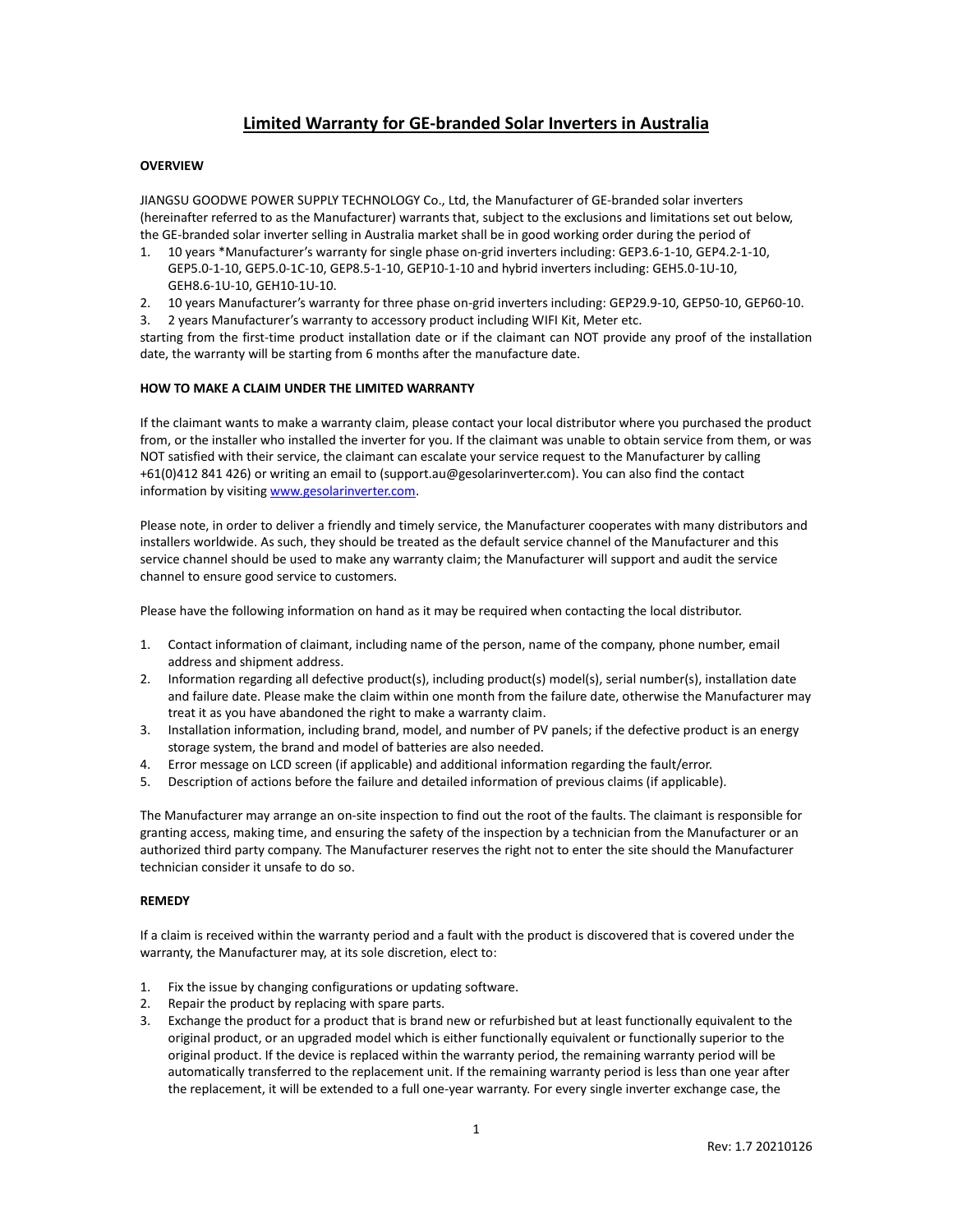# Limited Warranty for GE-branded Solar Inverters in Australia

**OVERVIEW**

JIANGSU GOODWE POWER SUPPLY TECHNOLOGY Co., Ltd, the Manufacturer of GE-branded solar inverters (hereinafter referred to as the Manufacturer) warrants that, subject to the exclusions and limitations set out below, the GE-branded solar inverter selling in Australia market shall be in good working order during the period of

1. 10 years *Manufacturer's warranty for single phase on-grid inverters including: GEP3.6-1-10, GEP4.2-1-10, GEP5.0-1-10, GEP5.0-1C-10, GEP8.5-1-10, GEP10-1-10 and hybrid inverters including: GEH5.0-1U-10, GEH8.6-1U-10, GEH10-1U-10.
2. 10 years Manufacturer's warranty for three phase on-grid inverters including: GEP29.9-10, GEP50-10, GEP60-10.
3. 2 years Manufacturer's warranty to accessory product including WIFI Kit, Meter etc.

starting from the first-time product installation date or if the claimant can NOT provide any proof of the installation date, the warranty will be starting from 6 months after the manufacture date.

**HOW TO MAKE A CLAIM UNDER THE LIMITED WARRANTY**

If the claimant wants to make a warranty claim, please contact your local distributor where you purchased the product from, or the installer who installed the inverter for you. If the claimant was unable to obtain service from them, or was NOT satisfied with their service, the claimant can escalate your service request to the Manufacturer by calling +61(0)412 841 426) or writing an email to (support.au@gesolarinverter.com). You can also find the contact information by visiting [www.gesolarinverter.com](www.gesolarinverter.com).

Please note, in order to deliver a friendly and timely service, the Manufacturer cooperates with many distributors and installers worldwide. As such, they should be treated as the default service channel of the Manufacturer and this service channel should be used to make any warranty claim; the Manufacturer will support and audit the service channel to ensure good service to customers.

Please have the following information on hand as it may be required when contacting the local distributor.

1. Contact information of claimant, including name of the person, name of the company, phone number, email address and shipment address.
2. Information regarding all defective product(s), including product(s) model(s), serial number(s), installation date and failure date. Please make the claim within one month from the failure date, otherwise the Manufacturer may treat it as you have abandoned the right to make a warranty claim.
3. Installation information, including brand, model, and number of PV panels; if the defective product is an energy storage system, the brand and model of batteries are also needed.
4. Error message on LCD screen (if applicable) and additional information regarding the fault/error.
5. Description of actions before the failure and detailed information of previous claims (if applicable).

The Manufacturer may arrange an on-site inspection to find out the root of the faults. The claimant is responsible for granting access, making time, and ensuring the safety of the inspection by a technician from the Manufacturer or an authorized third party company. The Manufacturer reserves the right not to enter the site should the Manufacturer technician consider it unsafe to do so.

**REMEDY**

If a claim is received within the warranty period and a fault with the product is discovered that is covered under the warranty, the Manufacturer may, at its sole discretion, elect to:

1. Fix the issue by changing configurations or updating software.
2. Repair the product by replacing with spare parts.
3. Exchange the product for a product that is brand new or refurbished but at least functionally equivalent to the original product, or an upgraded model which is either functionally equivalent or functionally superior to the original product. If the device is replaced within the warranty period, the remaining warranty period will be automatically transferred to the replacement unit. If the remaining warranty period is less than one year after the replacement, it will be extended to a full one-year warranty. For every single inverter exchange case, the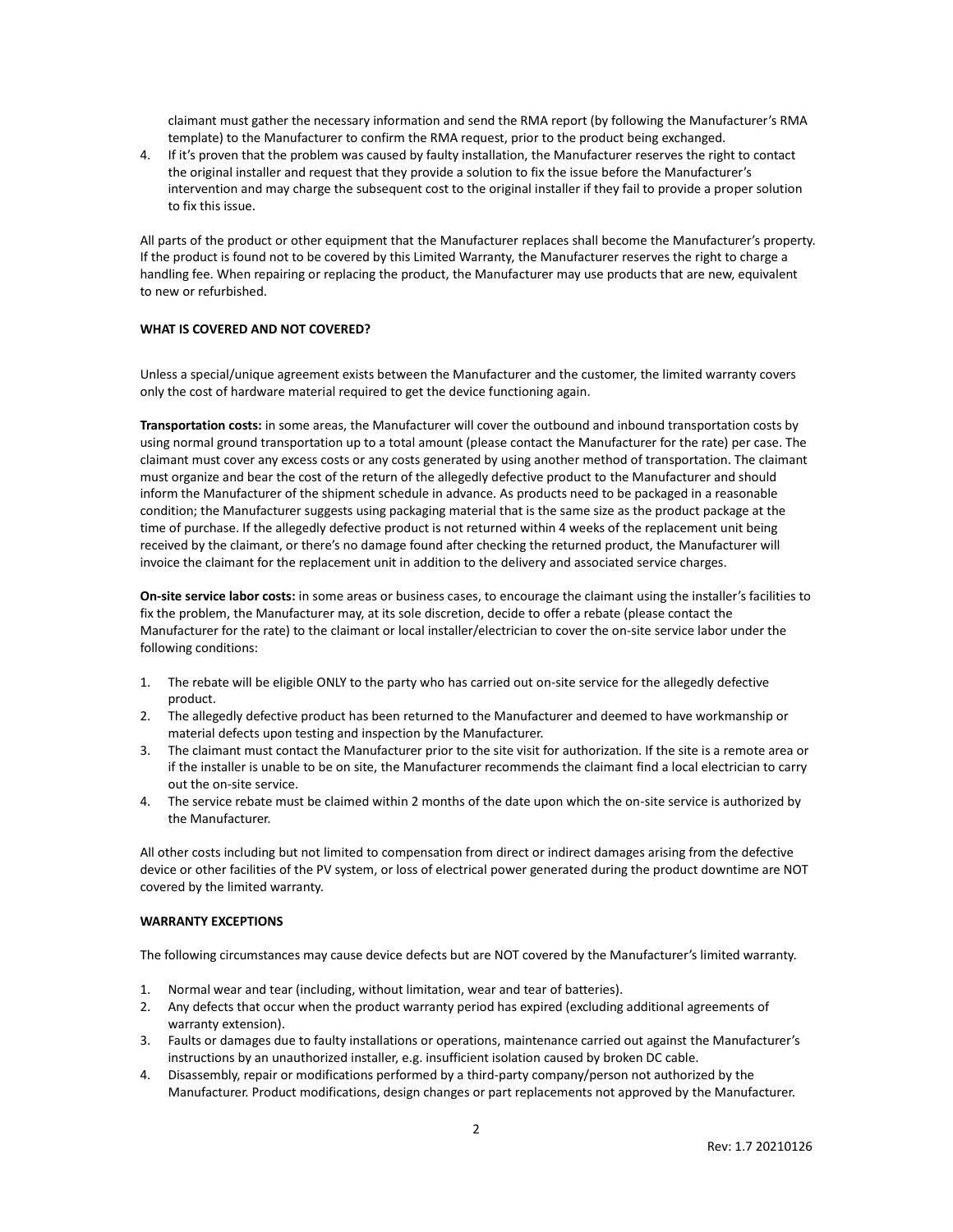claimant must gather the necessary information and send the RMA report (by following the Manufacturer's RMA template) to the Manufacturer to confirm the RMA request, prior to the product being exchanged.

4. If it's proven that the problem was caused by faulty installation, the Manufacturer reserves the right to contact the original installer and request that they provide a solution to fix the issue before the Manufacturer's intervention and may charge the subsequent cost to the original installer if they fail to provide a proper solution to fix this issue.

All parts of the product or other equipment that the Manufacturer replaces shall become the Manufacturer's property. If the product is found not to be covered by this Limited Warranty, the Manufacturer reserves the right to charge a handling fee. When repairing or replacing the product, the Manufacturer may use products that are new, equivalent to new or refurbished.

**WHAT IS COVERED AND NOT COVERED?**

Unless a special/unique agreement exists between the Manufacturer and the customer, the limited warranty covers only the cost of hardware material required to get the device functioning again.

**Transportation costs:** in some areas, the Manufacturer will cover the outbound and inbound transportation costs by using normal ground transportation up to a total amount (please contact the Manufacturer for the rate) per case. The claimant must cover any excess costs or any costs generated by using another method of transportation. The claimant must organize and bear the cost of the return of the allegedly defective product to the Manufacturer and should inform the Manufacturer of the shipment schedule in advance. As products need to be packaged in a reasonable condition; the Manufacturer suggests using packaging material that is the same size as the product package at the time of purchase. If the allegedly defective product is not returned within 4 weeks of the replacement unit being received by the claimant, or there's no damage found after checking the returned product, the Manufacturer will invoice the claimant for the replacement unit in addition to the delivery and associated service charges.

**On-site service labor costs:** in some areas or business cases, to encourage the claimant using the installer's facilities to fix the problem, the Manufacturer may, at its sole discretion, decide to offer a rebate (please contact the Manufacturer for the rate) to the claimant or local installer/electrician to cover the on-site service labor under the following conditions:

1. The rebate will be eligible ONLY to the party who has carried out on-site service for the allegedly defective product.
2. The allegedly defective product has been returned to the Manufacturer and deemed to have workmanship or material defects upon testing and inspection by the Manufacturer.
3. The claimant must contact the Manufacturer prior to the site visit for authorization. If the site is a remote area or if the installer is unable to be on site, the Manufacturer recommends the claimant find a local electrician to carry out the on-site service.
4. The service rebate must be claimed within 2 months of the date upon which the on-site service is authorized by the Manufacturer.

All other costs including but not limited to compensation from direct or indirect damages arising from the defective device or other facilities of the PV system, or loss of electrical power generated during the product downtime are NOT covered by the limited warranty.

**WARRANTY EXCEPTIONS**

The following circumstances may cause device defects but are NOT covered by the Manufacturer's limited warranty.

1. Normal wear and tear (including, without limitation, wear and tear of batteries).
2. Any defects that occur when the product warranty period has expired (excluding additional agreements of warranty extension).
3. Faults or damages due to faulty installations or operations, maintenance carried out against the Manufacturer's instructions by an unauthorized installer, e.g. insufficient isolation caused by broken DC cable.
4. Disassembly, repair or modifications performed by a third-party company/person not authorized by the Manufacturer. Product modifications, design changes or part replacements not approved by the Manufacturer.

Rev: 1.7 20210126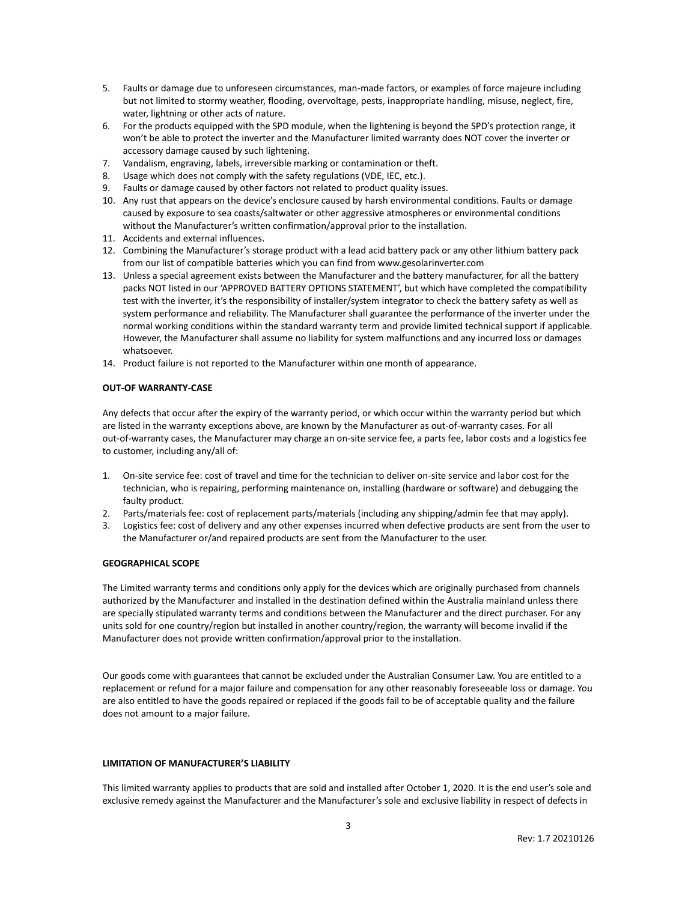5. Faults or damage due to unforeseen circumstances, man-made factors, or examples of force majeure including but not limited to stormy weather, flooding, overvoltage, pests, inappropriate handling, misuse, neglect, fire, water, lightning or other acts of nature.
6. For the products equipped with the SPD module, when the lightening is beyond the SPD's protection range, it won't be able to protect the inverter and the Manufacturer limited warranty does NOT cover the inverter or accessory damage caused by such lightening.
7. Vandalism, engraving, labels, irreversible marking or contamination or theft.
8. Usage which does not comply with the safety regulations (VDE, IEC, etc.).
9. Faults or damage caused by other factors not related to product quality issues.
10. Any rust that appears on the device's enclosure caused by harsh environmental conditions. Faults or damage caused by exposure to sea coasts/saltwater or other aggressive atmospheres or environmental conditions without the Manufacturer's written confirmation/approval prior to the installation.
11. Accidents and external influences.
12. Combining the Manufacturer's storage product with a lead acid battery pack or any other lithium battery pack from our list of compatible batteries which you can find from www.gesolarinverter.com
13. Unless a special agreement exists between the Manufacturer and the battery manufacturer, for all the battery packs NOT listed in our 'APPROVED BATTERY OPTIONS STATEMENT', but which have completed the compatibility test with the inverter, it's the responsibility of installer/system integrator to check the battery safety as well as system performance and reliability. The Manufacturer shall guarantee the performance of the inverter under the normal working conditions within the standard warranty term and provide limited technical support if applicable. However, the Manufacturer shall assume no liability for system malfunctions and any incurred loss or damages whatsoever.
14. Product failure is not reported to the Manufacturer within one month of appearance.

**OUT-OF WARRANTY-CASE**

Any defects that occur after the expiry of the warranty period, or which occur within the warranty period but which are listed in the warranty exceptions above, are known by the Manufacturer as out-of-warranty cases. For all out-of-warranty cases, the Manufacturer may charge an on-site service fee, a parts fee, labor costs and a logistics fee to customer, including any/all of:

1. On-site service fee: cost of travel and time for the technician to deliver on-site service and labor cost for the technician, who is repairing, performing maintenance on, installing (hardware or software) and debugging the faulty product.
2. Parts/materials fee: cost of replacement parts/materials (including any shipping/admin fee that may apply).
3. Logistics fee: cost of delivery and any other expenses incurred when defective products are sent from the user to the Manufacturer or/and repaired products are sent from the Manufacturer to the user.

**GEOGRAPHICAL SCOPE**

The Limited warranty terms and conditions only apply for the devices which are originally purchased from channels authorized by the Manufacturer and installed in the destination defined within the Australia mainland unless there are specially stipulated warranty terms and conditions between the Manufacturer and the direct purchaser. For any units sold for one country/region but installed in another country/region, the warranty will become invalid if the Manufacturer does not provide written confirmation/approval prior to the installation.

Our goods come with guarantees that cannot be excluded under the Australian Consumer Law. You are entitled to a replacement or refund for a major failure and compensation for any other reasonably foreseeable loss or damage. You are also entitled to have the goods repaired or replaced if the goods fail to be of acceptable quality and the failure does not amount to a major failure.

**LIMITATION OF MANUFACTURER'S LIABILITY**

This limited warranty applies to products that are sold and installed after October 1, 2020. It is the end user's sole and exclusive remedy against the Manufacturer and the Manufacturer's sole and exclusive liability in respect of defects in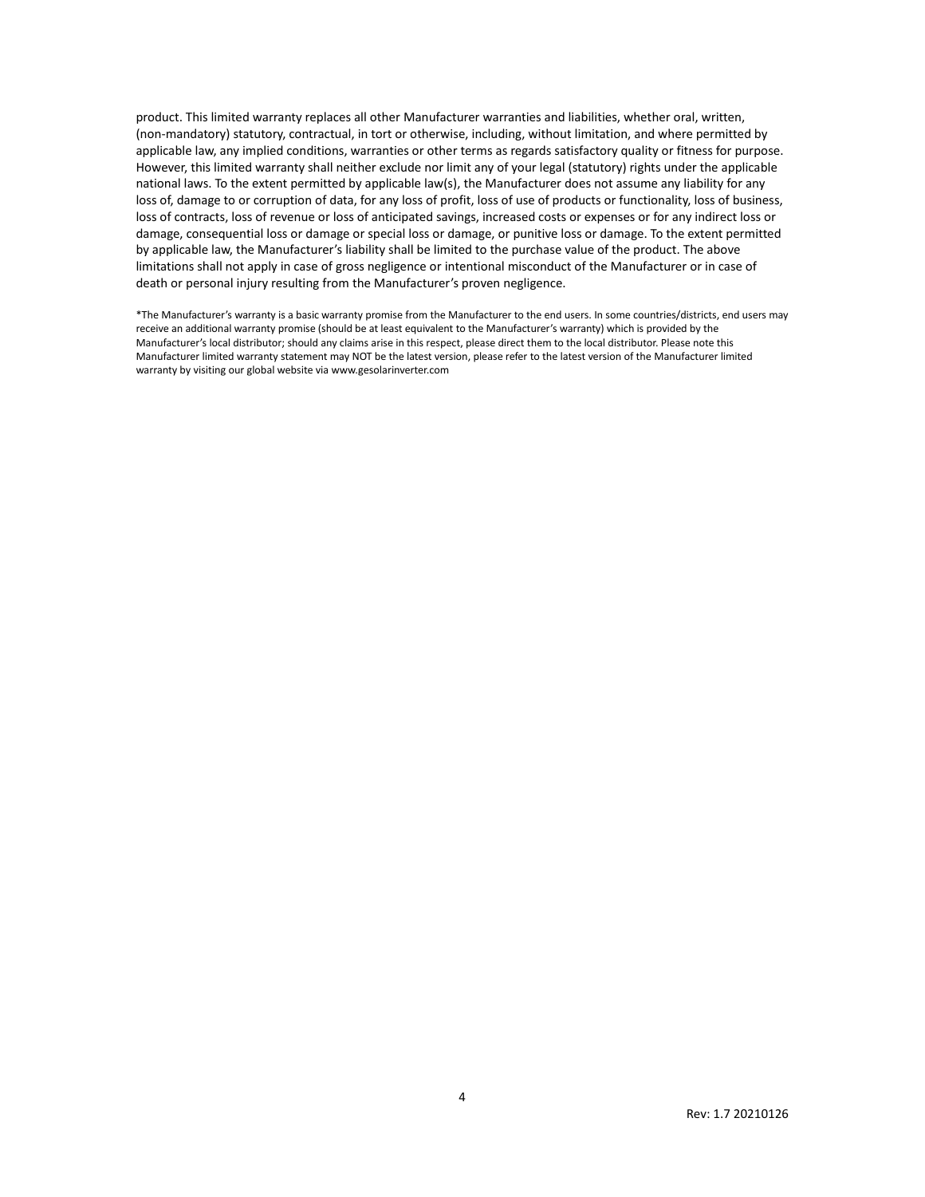product. This limited warranty replaces all other Manufacturer warranties and liabilities, whether oral, written, (non-mandatory) statutory, contractual, in tort or otherwise, including, without limitation, and where permitted by applicable law, any implied conditions, warranties or other terms as regards satisfactory quality or fitness for purpose. However, this limited warranty shall neither exclude nor limit any of your legal (statutory) rights under the applicable national laws. To the extent permitted by applicable law(s), the Manufacturer does not assume any liability for any loss of, damage to or corruption of data, for any loss of profit, loss of use of products or functionality, loss of business, loss of contracts, loss of revenue or loss of anticipated savings, increased costs or expenses or for any indirect loss or damage, consequential loss or damage or special loss or damage, or punitive loss or damage. To the extent permitted by applicable law, the Manufacturer's liability shall be limited to the purchase value of the product. The above limitations shall not apply in case of gross negligence or intentional misconduct of the Manufacturer or in case of death or personal injury resulting from the Manufacturer's proven negligence.

*The Manufacturer's warranty is a basic warranty promise from the Manufacturer to the end users. In some countries/districts, end users may receive an additional warranty promise (should be at least equivalent to the Manufacturer's warranty) which is provided by the Manufacturer's local distributor; should any claims arise in this respect, please direct them to the local distributor. Please note this Manufacturer limited warranty statement may NOT be the latest version, please refer to the latest version of the Manufacturer limited warranty by visiting our global website via www.gesolarinverter.com